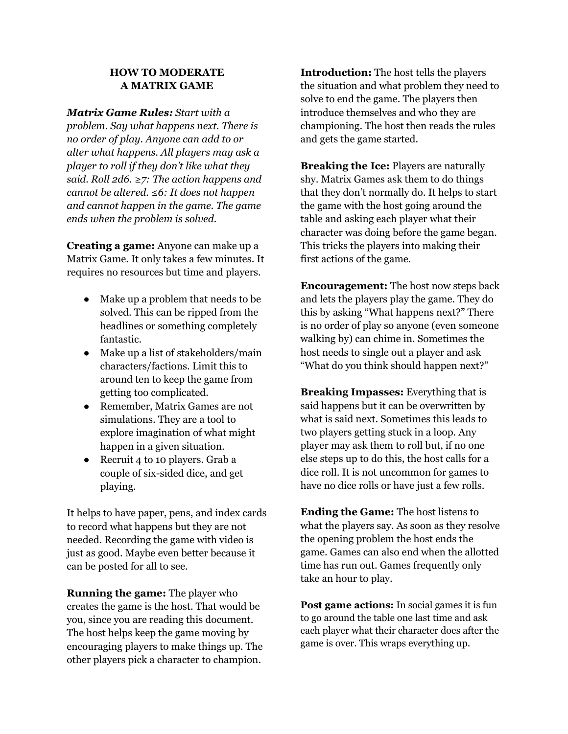# HOW TO MODERATE A MATRIX GAME

***Matrix Game Rules:*** *Start with a problem. Say what happens next. There is no order of play. Anyone can add to or alter what happens. All players may ask a player to roll if they don't like what they said. Roll 2d6. ≥7: The action happens and cannot be altered. ≤6: It does not happen and cannot happen in the game. The game ends when the problem is solved.*

**Creating a game:** Anyone can make up a Matrix Game. It only takes a few minutes. It requires no resources but time and players.

- Make up a problem that needs to be solved. This can be ripped from the headlines or something completely fantastic.
- Make up a list of stakeholders/main characters/factions. Limit this to around ten to keep the game from getting too complicated.
- Remember, Matrix Games are not simulations. They are a tool to explore imagination of what might happen in a given situation.
- Recruit 4 to 10 players. Grab a couple of six-sided dice, and get playing.

It helps to have paper, pens, and index cards to record what happens but they are not needed. Recording the game with video is just as good. Maybe even better because it can be posted for all to see.

**Running the game:** The player who creates the game is the host. That would be you, since you are reading this document. The host helps keep the game moving by encouraging players to make things up. The other players pick a character to champion.

**Introduction:** The host tells the players the situation and what problem they need to solve to end the game. The players then introduce themselves and who they are championing. The host then reads the rules and gets the game started.

**Breaking the Ice:** Players are naturally shy. Matrix Games ask them to do things that they don't normally do. It helps to start the game with the host going around the table and asking each player what their character was doing before the game began. This tricks the players into making their first actions of the game.

**Encouragement:** The host now steps back and lets the players play the game. They do this by asking "What happens next?" There is no order of play so anyone (even someone walking by) can chime in. Sometimes the host needs to single out a player and ask "What do you think should happen next?"

**Breaking Impasses:** Everything that is said happens but it can be overwritten by what is said next. Sometimes this leads to two players getting stuck in a loop. Any player may ask them to roll but, if no one else steps up to do this, the host calls for a dice roll. It is not uncommon for games to have no dice rolls or have just a few rolls.

**Ending the Game:** The host listens to what the players say. As soon as they resolve the opening problem the host ends the game. Games can also end when the allotted time has run out. Games frequently only take an hour to play.

**Post game actions:** In social games it is fun to go around the table one last time and ask each player what their character does after the game is over. This wraps everything up.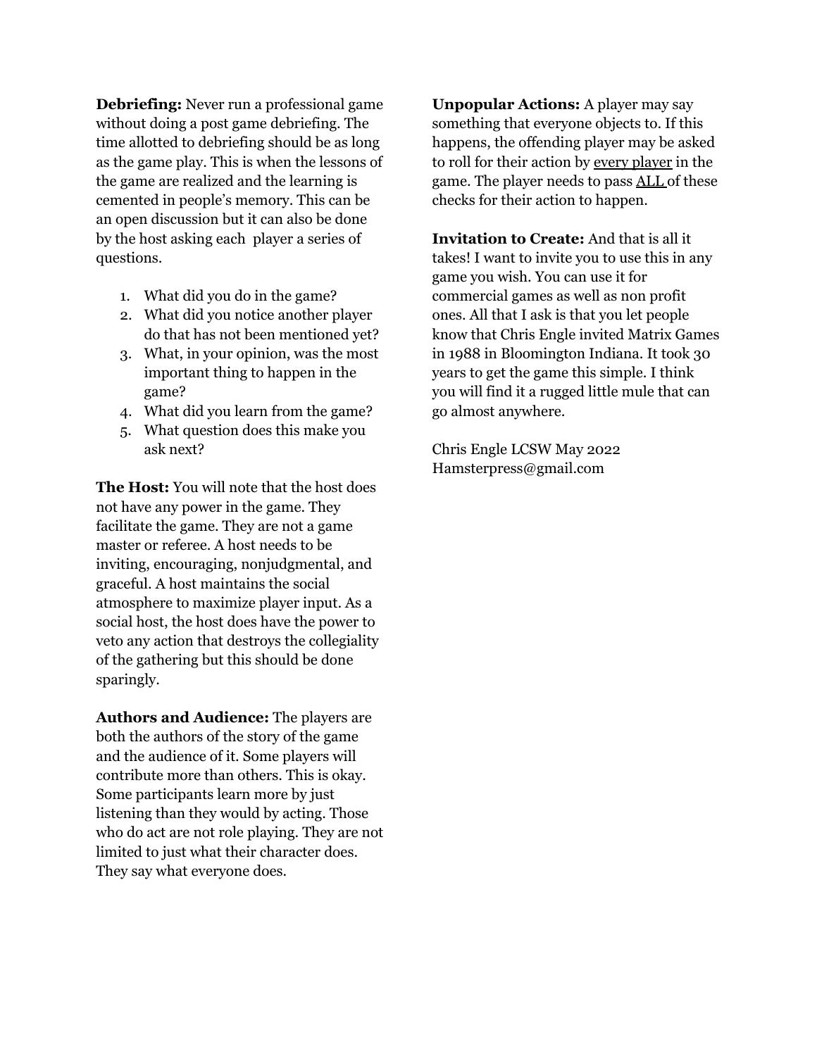**Debriefing:** Never run a professional game without doing a post game debriefing. The time allotted to debriefing should be as long as the game play. This is when the lessons of the game are realized and the learning is cemented in people's memory. This can be an open discussion but it can also be done by the host asking each player a series of questions.

1. What did you do in the game?
2. What did you notice another player do that has not been mentioned yet?
3. What, in your opinion, was the most important thing to happen in the game?
4. What did you learn from the game?
5. What question does this make you ask next?

**The Host:** You will note that the host does not have any power in the game. They facilitate the game. They are not a game master or referee. A host needs to be inviting, encouraging, nonjudgmental, and graceful. A host maintains the social atmosphere to maximize player input. As a social host, the host does have the power to veto any action that destroys the collegiality of the gathering but this should be done sparingly.

**Authors and Audience:** The players are both the authors of the story of the game and the audience of it. Some players will contribute more than others. This is okay. Some participants learn more by just listening than they would by acting. Those who do act are not role playing. They are not limited to just what their character does. They say what everyone does.

**Unpopular Actions:** A player may say something that everyone objects to. If this happens, the offending player may be asked to roll for their action by <u>every player</u> in the game. The player needs to pass <u>ALL</u> of these checks for their action to happen.

**Invitation to Create:** And that is all it takes! I want to invite you to use this in any game you wish. You can use it for commercial games as well as non profit ones. All that I ask is that you let people know that Chris Engle invited Matrix Games in 1988 in Bloomington Indiana. It took 30 years to get the game this simple. I think you will find it a rugged little mule that can go almost anywhere.

Chris Engle LCSW May 2022
Hamsterpress@gmail.com